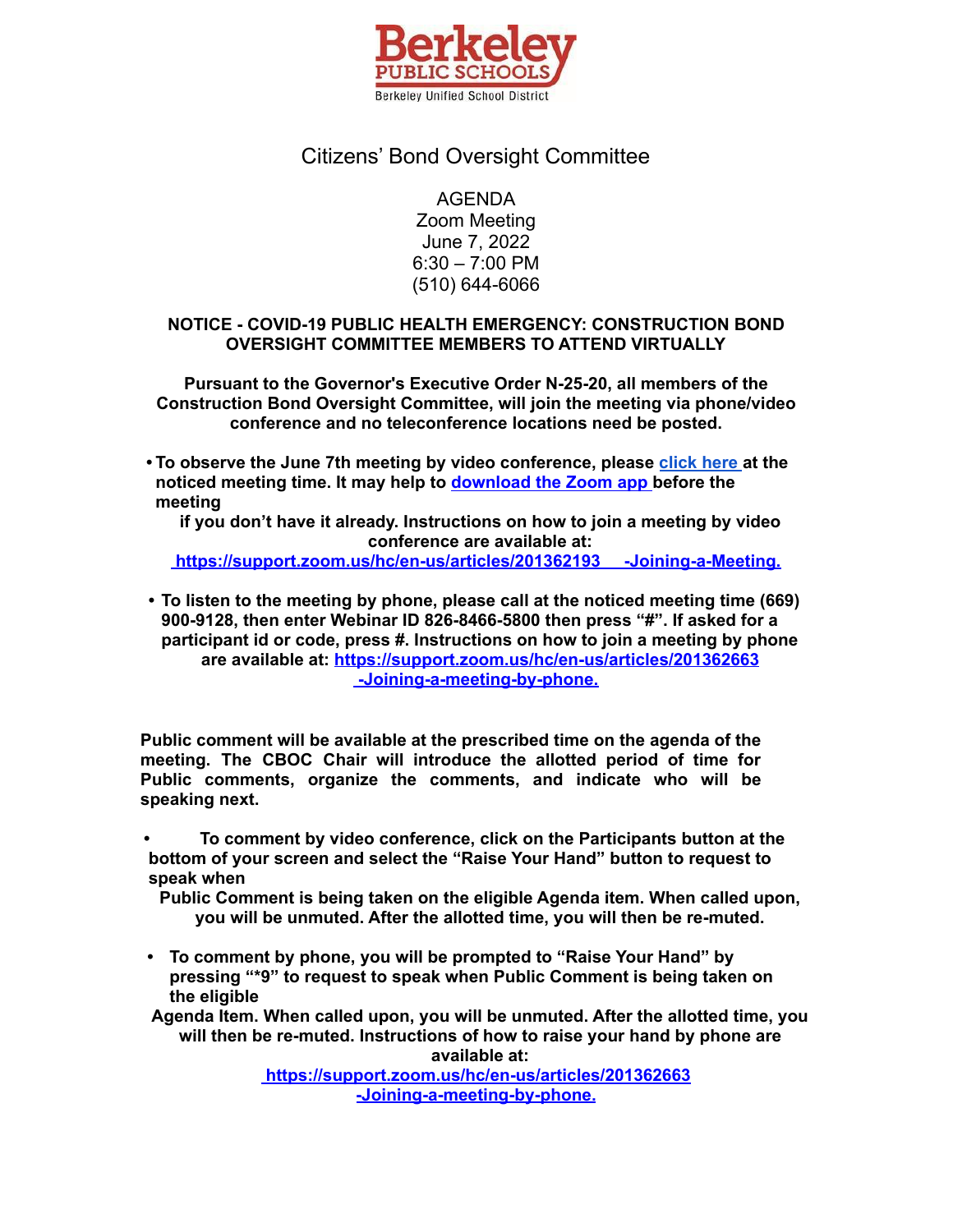Berkeley PUBLIC SCHOOLS

Berkeley Unified School District

# Citizens' Bond Oversight Committee

AGENDA
Zoom Meeting
June 7, 2022
6:30 – 7:00 PM
(510) 644-6066

**NOTICE - COVID-19 PUBLIC HEALTH EMERGENCY: CONSTRUCTION BOND OVERSIGHT COMMITTEE MEMBERS TO ATTEND VIRTUALLY**

**Pursuant to the Governor's Executive Order N-25-20, all members of the Construction Bond Oversight Committee, will join the meeting via phone/video conference and no teleconference locations need be posted.**

- **To observe the June 7th meeting by video conference, please click here at the noticed meeting time. It may help to download the Zoom app before the meeting if you don't have it already. Instructions on how to join a meeting by video conference are available at: https://support.zoom.us/hc/en-us/articles/201362193 -Joining-a-Meeting.**

- **To listen to the meeting by phone, please call at the noticed meeting time (669) 900-9128, then enter Webinar ID 826-8466-5800 then press "#". If asked for a participant id or code, press #. Instructions on how to join a meeting by phone are available at: https://support.zoom.us/hc/en-us/articles/201362663 -Joining-a-meeting-by-phone.**

**Public comment will be available at the prescribed time on the agenda of the meeting. The CBOC Chair will introduce the allotted period of time for Public comments, organize the comments, and indicate who will be speaking next.**

- **To comment by video conference, click on the Participants button at the bottom of your screen and select the "Raise Your Hand" button to request to speak when Public Comment is being taken on the eligible Agenda item. When called upon, you will be unmuted. After the allotted time, you will then be re-muted.**

- **To comment by phone, you will be prompted to "Raise Your Hand" by pressing "*9" to request to speak when Public Comment is being taken on the eligible Agenda Item. When called upon, you will be unmuted. After the allotted time, you will then be re-muted. Instructions of how to raise your hand by phone are available at: https://support.zoom.us/hc/en-us/articles/201362663 -Joining-a-meeting-by-phone.**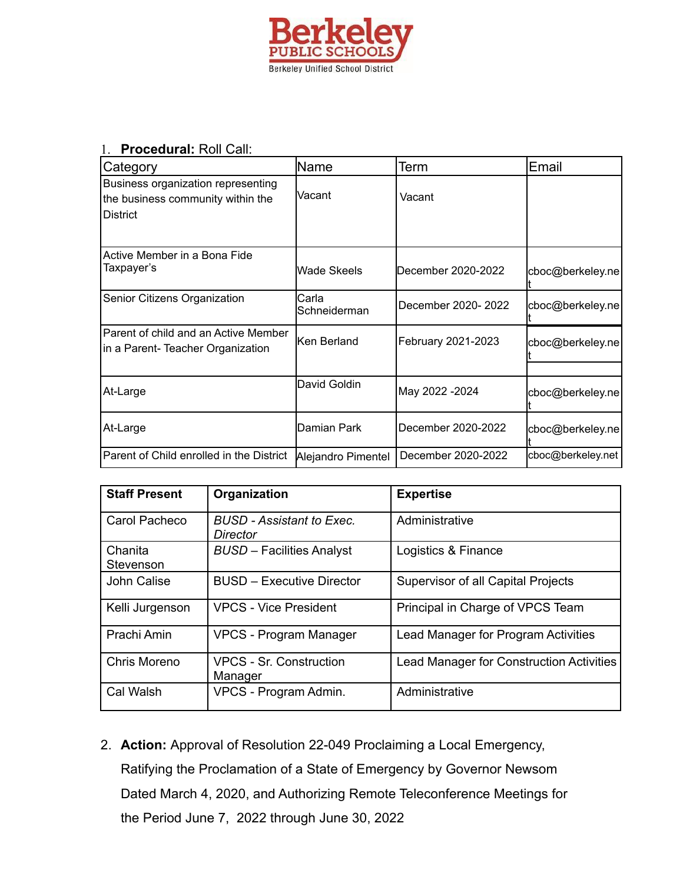Berkeley PUBLIC SCHOOLS
Berkeley Unified School District

1. **Procedural:** Roll Call:

| Category | Name | Term | Email |
|---|---|---|---|
| Business organization representing the business community within the District | Vacant | Vacant | |
| Active Member in a Bona Fide Taxpayer's | Wade Skeels | December 2020-2022 | cboc@berkeley.net |
| Senior Citizens Organization | Carla Schneiderman | December 2020- 2022 | cboc@berkeley.net |
| Parent of child and an Active Member in a Parent- Teacher Organization | Ken Berland | February 2021-2023 | cboc@berkeley.net |
| At-Large | David Goldin | May 2022 -2024 | cboc@berkeley.net |
| At-Large | Damian Park | December 2020-2022 | cboc@berkeley.net |
| Parent of Child enrolled in the District | Alejandro Pimentel | December 2020-2022 | cboc@berkeley.net |

| Staff Present | Organization | Expertise |
|---|---|---|
| Carol Pacheco | *BUSD - Assistant to Exec. Director* | Administrative |
| Chanita Stevenson | *BUSD* – Facilities Analyst | Logistics & Finance |
| John Calise | BUSD – Executive Director | Supervisor of all Capital Projects |
| Kelli Jurgenson | VPCS - Vice President | Principal in Charge of VPCS Team |
| Prachi Amin | VPCS - Program Manager | Lead Manager for Program Activities |
| Chris Moreno | VPCS - Sr. Construction Manager | Lead Manager for Construction Activities |
| Cal Walsh | VPCS - Program Admin. | Administrative |

2. **Action:** Approval of Resolution 22-049 Proclaiming a Local Emergency, Ratifying the Proclamation of a State of Emergency by Governor Newsom Dated March 4, 2020, and Authorizing Remote Teleconference Meetings for the Period June 7, 2022 through June 30, 2022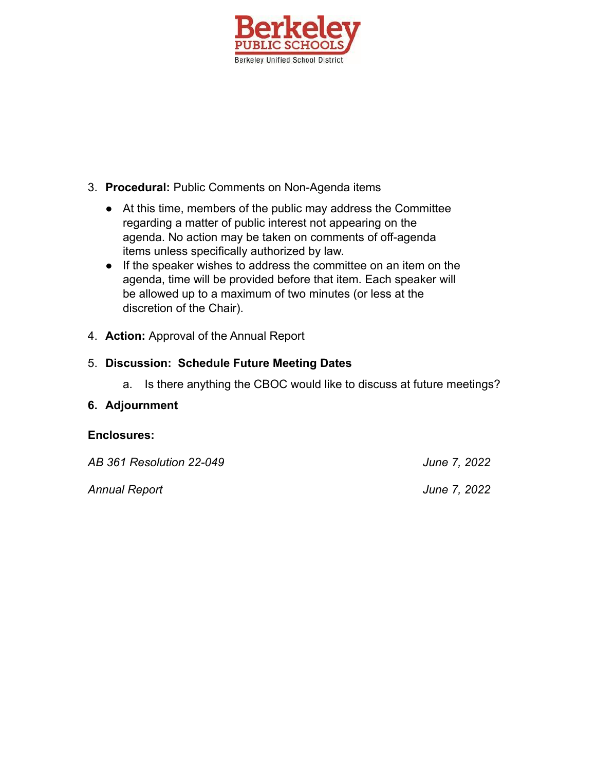3. **Procedural:** Public Comments on Non-Agenda items
   - At this time, members of the public may address the Committee regarding a matter of public interest not appearing on the agenda. No action may be taken on comments of off-agenda items unless specifically authorized by law.
   - If the speaker wishes to address the committee on an item on the agenda, time will be provided before that item. Each speaker will be allowed up to a maximum of two minutes (or less at the discretion of the Chair).

4. **Action:** Approval of the Annual Report

5. **Discussion: Schedule Future Meeting Dates**
   a. Is there anything the CBOC would like to discuss at future meetings?

6. **Adjournment**

**Enclosures:**

*AB 361 Resolution 22-049* *June 7, 2022*

*Annual Report* *June 7, 2022*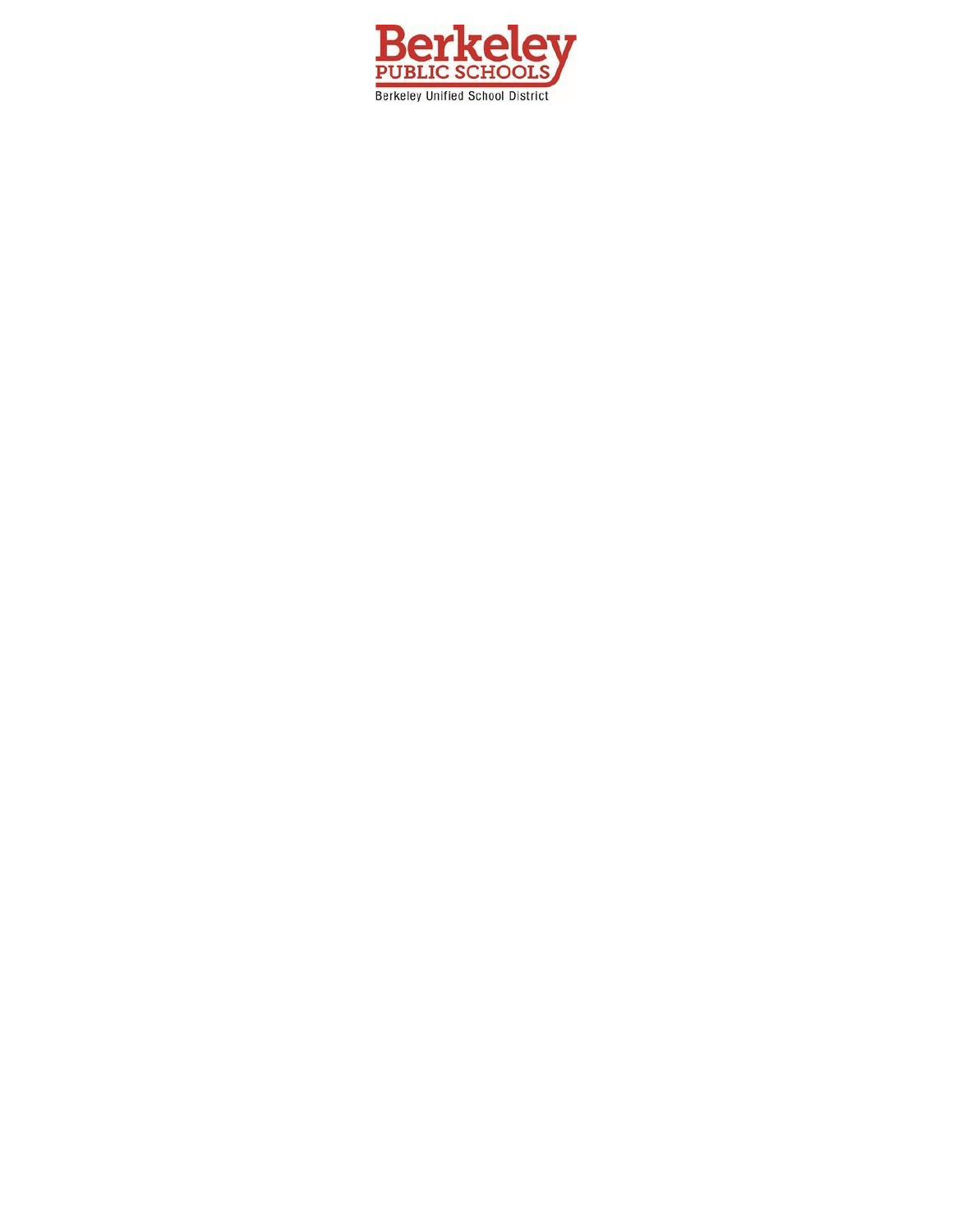Berkeley

PUBLIC SCHOOLS

Berkeley Unified School District